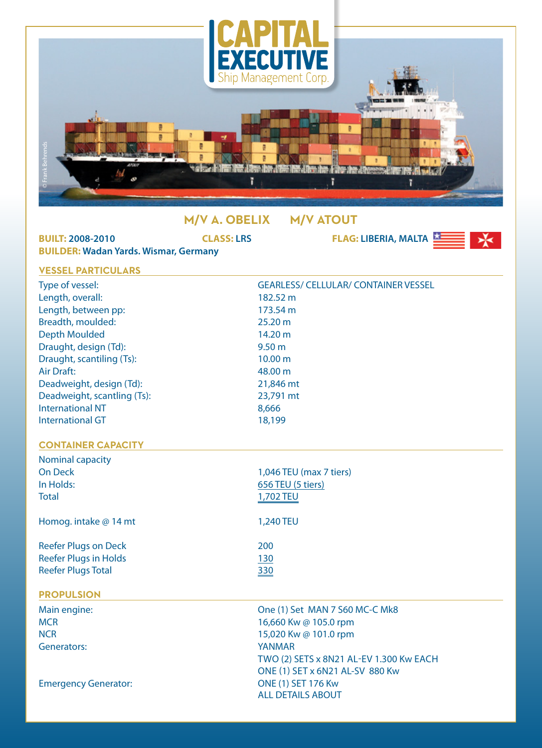# CAPITAL EXECUTIVE
Ship Management Corp.

## M/V A. OBELIX M/V ATOUT

**BUILT:** 2008-2010 **CLASS:** LRS **FLAG:** LIBERIA, MALTA
**BUILDER:** Wadan Yards. Wismar, Germany

### VESSEL PARTICULARS

| | |
|---|---|
| Type of vessel: | GEARLESS/ CELLULAR/ CONTAINER VESSEL |
| Length, overall: | 182.52 m |
| Length, between pp: | 173.54 m |
| Breadth, moulded: | 25.20 m |
| Depth Moulded | 14.20 m |
| Draught, design (Td): | 9.50 m |
| Draught, scantiling (Ts): | 10.00 m |
| Air Draft: | 48.00 m |
| Deadweight, design (Td): | 21,846 mt |
| Deadweight, scantling (Ts): | 23,791 mt |
| International NT | 8,666 |
| International GT | 18,199 |

### CONTAINER CAPACITY

| | |
|---|---|
| Nominal capacity | |
| On Deck | 1,046 TEU (max 7 tiers) |
| In Holds: | 656 TEU (5 tiers) |
| Total | 1,702 TEU |
| Homog. intake @ 14 mt | 1,240 TEU |
| Reefer Plugs on Deck | 200 |
| Reefer Plugs in Holds | 130 |
| Reefer Plugs Total | 330 |

### PROPULSION

| | |
|---|---|
| Main engine: | One (1) Set MAN 7 S60 MC-C Mk8 |
| MCR | 16,660 Kw @ 105.0 rpm |
| NCR | 15,020 Kw @ 101.0 rpm |
| Generators: | YANMAR<br>TWO (2) SETS x 8N21 AL-EV 1.300 Kw EACH<br>ONE (1) SET x 6N21 AL-SV 880 Kw |
| Emergency Generator: | ONE (1) SET 176 Kw<br>ALL DETAILS ABOUT |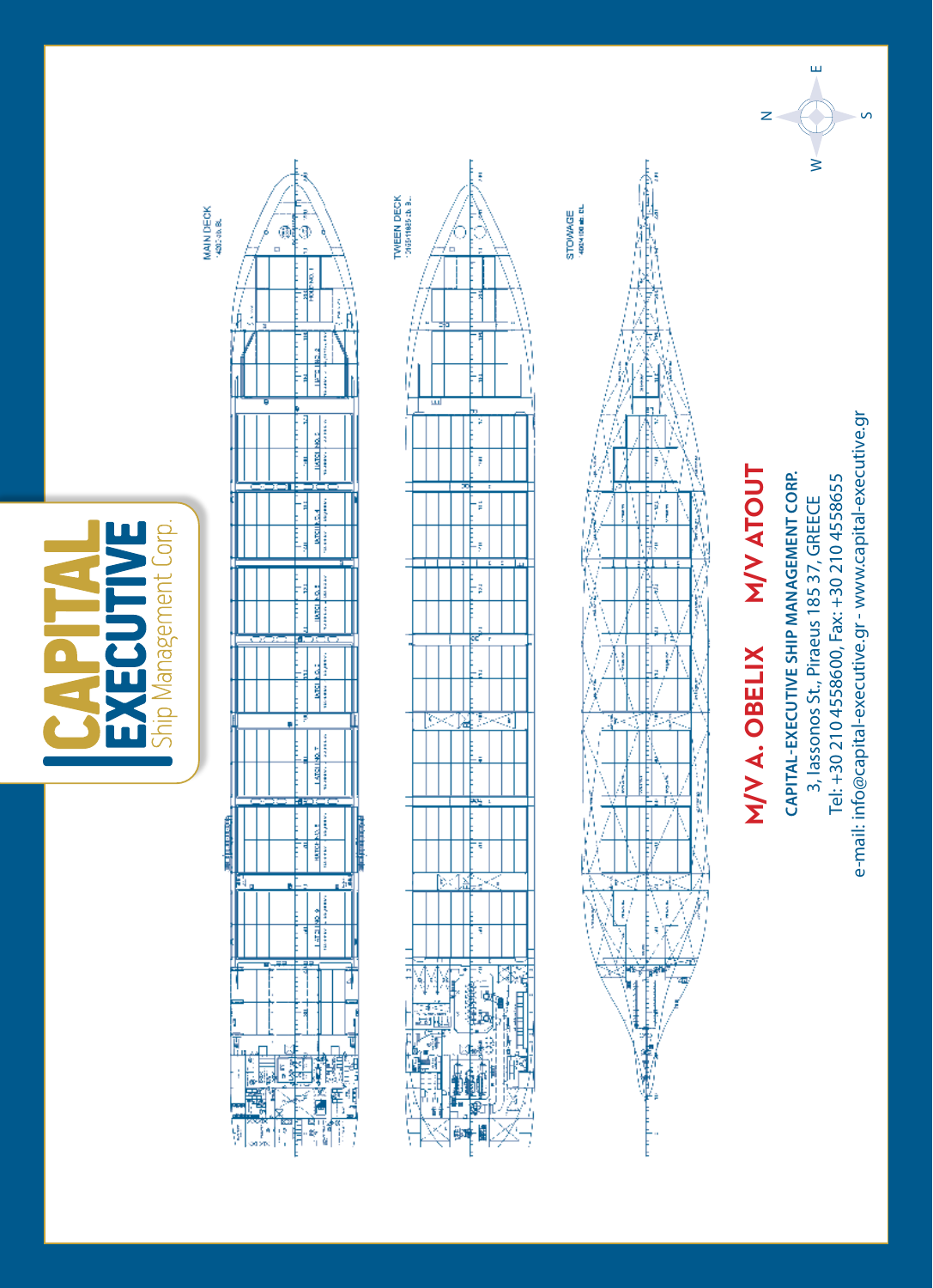CAPITAL EXECUTIVE Ship Management Corp.

MAIN DECK

TWEEN DECK

STOWAGE

## M/V A. OBELIX M/V ATOUT

**CAPITAL-EXECUTIVE SHIP MANAGEMENT CORP.**

3, Iassonos St., Piraeus 185 37, GREECE

Tel: +30 210 4558600, Fax: +30 210 4558655

e-mail: info@capital-executive.gr - www.capital-executive.gr